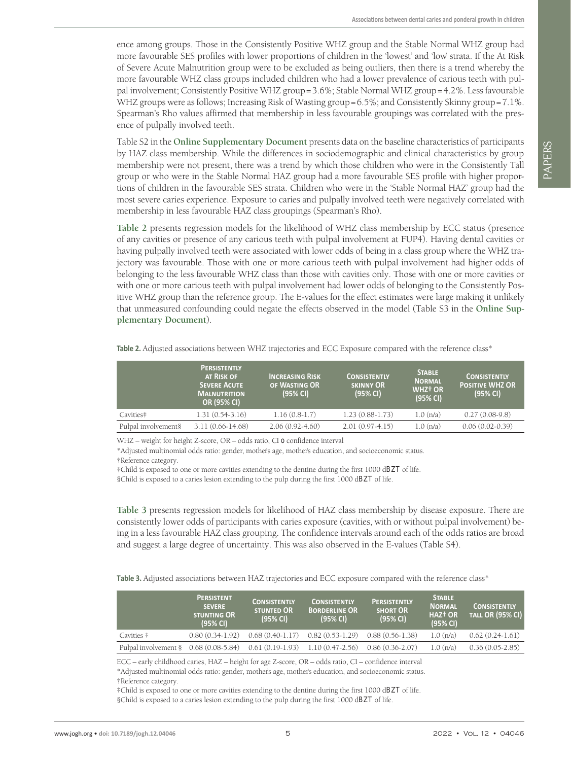ence among groups. Those in the Consistently Positive WHZ group and the Stable Normal WHZ group had more favourable SES profiles with lower proportions of children in the 'lowest' and 'low' strata. If the At Risk of Severe Acute Malnutrition group were to be excluded as being outliers, then there is a trend whereby the more favourable WHZ class groups included children who had a lower prevalence of carious teeth with pulpal involvement; Consistently Positive WHZ group = 3.6%; Stable Normal WHZ group = 4.2%. Less favourable WHZ groups were as follows; Increasing Risk of Wasting group = 6.5%; and Consistently Skinny group = 7.1%. Spearman's Rho values affirmed that membership in less favourable groupings was correlated with the presence of pulpally involved teeth.

Table S2 in the **Online Supplementary Document** presents data on the baseline characteristics of participants by HAZ class membership. While the differences in sociodemographic and clinical characteristics by group membership were not present, there was a trend by which those children who were in the Consistently Tall group or who were in the Stable Normal HAZ group had a more favourable SES profile with higher proportions of children in the favourable SES strata. Children who were in the 'Stable Normal HAZ' group had the most severe caries experience. Exposure to caries and pulpally involved teeth were negatively correlated with membership in less favourable HAZ class groupings (Spearman's Rho).

**Table 2** presents regression models for the likelihood of WHZ class membership by ECC status (presence of any cavities or presence of any carious teeth with pulpal involvement at FUP4). Having dental cavities or having pulpally involved teeth were associated with lower odds of being in a class group where the WHZ trajectory was favourable. Those with one or more carious teeth with pulpal involvement had higher odds of belonging to the less favourable WHZ class than those with cavities only. Those with one or more cavities or with one or more carious teeth with pulpal involvement had lower odds of belonging to the Consistently Positive WHZ group than the reference group. The E-values for the effect estimates were large making it unlikely that unmeasured confounding could negate the effects observed in the model (Table S3 in the **Online Supplementary Document**).

**Table 2.** Adjusted associations between WHZ trajectories and ECC Exposure compared with the reference class*

| | Persistently at Risk of Severe Acute Malnutrition OR (95% CI) | Increasing Risk of Wasting OR (95% CI) | Consistently skinny OR (95% CI) | Stable Normal WHZ† OR (95% CI) | Consistently Positive WHZ OR (95% CI) |
|---|---|---|---|---|---|
| Cavities‡ | 1.31 (0.54-3.16) | 1.16 (0.8-1.7) | 1.23 (0.88-1.73) | 1.0 (n/a) | 0.27 (0.08-9.8) |
| Pulpal involvement§ | 3.11 (0.66-14.68) | 2.06 (0.92-4.60) | 2.01 (0.97-4.15) | 1.0 (n/a) | 0.06 (0.02-0.39) |

WHZ – weight for height Z-score, OR – odds ratio, CI o confidence interval

*Adjusted multinomial odds ratio: gender, mother's age, mother's education, and socioeconomic status.

†Reference category.

‡Child is exposed to one or more cavities extending to the dentine during the first 1000 dBZT of life.

§Child is exposed to a caries lesion extending to the pulp during the first 1000 dBZT of life.

**Table 3** presents regression models for likelihood of HAZ class membership by disease exposure. There are consistently lower odds of participants with caries exposure (cavities, with or without pulpal involvement) being in a less favourable HAZ class grouping. The confidence intervals around each of the odds ratios are broad and suggest a large degree of uncertainty. This was also observed in the E-values (Table S4).

**Table 3.** Adjusted associations between HAZ trajectories and ECC exposure compared with the reference class*

| | Persistent severe stunting OR (95% CI) | Consistently stunted OR (95% CI) | Consistently Borderline OR (95% CI) | Persistently short OR (95% CI) | Stable Normal HAZ† OR (95% CI) | Consistently tall OR (95% CI) |
|---|---|---|---|---|---|---|
| Cavities ‡ | 0.80 (0.34-1.92) | 0.68 (0.40-1.17) | 0.82 (0.53-1.29) | 0.88 (0.56-1.38) | 1.0 (n/a) | 0.62 (0.24-1.61) |
| Pulpal involvement § | 0.68 (0.08-5.84) | 0.61 (0.19-1.93) | 1.10 (0.47-2.56) | 0.86 (0.36-2.07) | 1.0 (n/a) | 0.36 (0.05-2.85) |

ECC – early childhood caries, HAZ – height for age Z-score, OR – odds ratio, CI – confidence interval

*Adjusted multinomial odds ratio: gender, mother's age, mother's education, and socioeconomic status.

†Reference category.

‡Child is exposed to one or more cavities extending to the dentine during the first 1000 dBZT of life.

§Child is exposed to a caries lesion extending to the pulp during the first 1000 dBZT of life.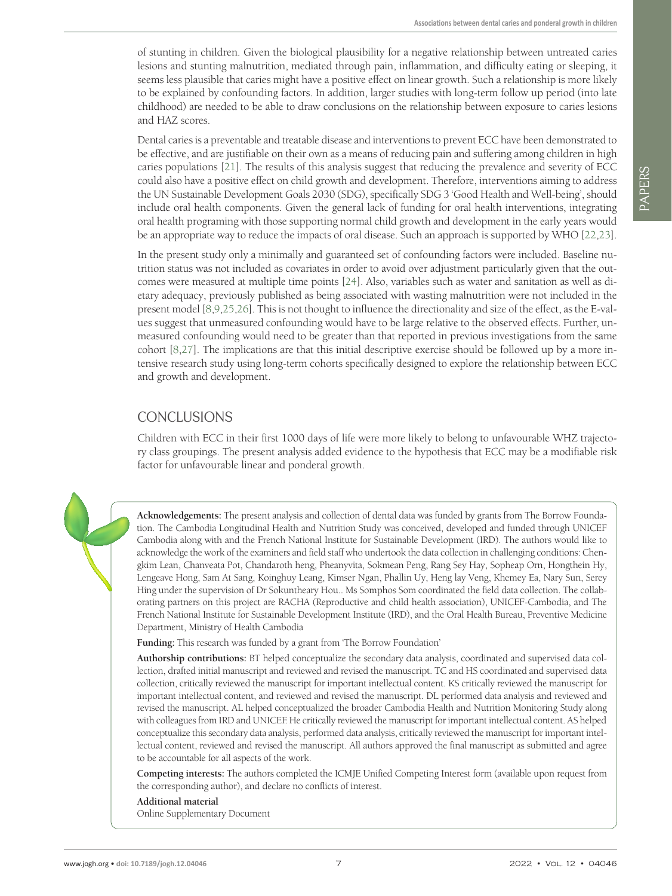of stunting in children. Given the biological plausibility for a negative relationship between untreated caries lesions and stunting malnutrition, mediated through pain, inflammation, and difficulty eating or sleeping, it seems less plausible that caries might have a positive effect on linear growth. Such a relationship is more likely to be explained by confounding factors. In addition, larger studies with long-term follow up period (into late childhood) are needed to be able to draw conclusions on the relationship between exposure to caries lesions and HAZ scores.

Dental caries is a preventable and treatable disease and interventions to prevent ECC have been demonstrated to be effective, and are justifiable on their own as a means of reducing pain and suffering among children in high caries populations [21]. The results of this analysis suggest that reducing the prevalence and severity of ECC could also have a positive effect on child growth and development. Therefore, interventions aiming to address the UN Sustainable Development Goals 2030 (SDG), specifically SDG 3 'Good Health and Well-being', should include oral health components. Given the general lack of funding for oral health interventions, integrating oral health programing with those supporting normal child growth and development in the early years would be an appropriate way to reduce the impacts of oral disease. Such an approach is supported by WHO [22,23].

In the present study only a minimally and guaranteed set of confounding factors were included. Baseline nutrition status was not included as covariates in order to avoid over adjustment particularly given that the outcomes were measured at multiple time points [24]. Also, variables such as water and sanitation as well as dietary adequacy, previously published as being associated with wasting malnutrition were not included in the present model [8,9,25,26]. This is not thought to influence the directionality and size of the effect, as the E-values suggest that unmeasured confounding would have to be large relative to the observed effects. Further, unmeasured confounding would need to be greater than that reported in previous investigations from the same cohort [8,27]. The implications are that this initial descriptive exercise should be followed up by a more intensive research study using long-term cohorts specifically designed to explore the relationship between ECC and growth and development.

## CONCLUSIONS

Children with ECC in their first 1000 days of life were more likely to belong to unfavourable WHZ trajectory class groupings. The present analysis added evidence to the hypothesis that ECC may be a modifiable risk factor for unfavourable linear and ponderal growth.

**Acknowledgements:** The present analysis and collection of dental data was funded by grants from The Borrow Foundation. The Cambodia Longitudinal Health and Nutrition Study was conceived, developed and funded through UNICEF Cambodia along with and the French National Institute for Sustainable Development (IRD). The authors would like to acknowledge the work of the examiners and field staff who undertook the data collection in challenging conditions: Chengkim Lean, Chanveata Pot, Chandaroth heng, Pheanyvita, Sokmean Peng, Rang Sey Hay, Sopheap Orn, Hongthein Hy, Lengeave Hong, Sam At Sang, Koinghuy Leang, Kimser Ngan, Phallin Uy, Heng lay Veng, Khemey Ea, Nary Sun, Serey Hing under the supervision of Dr Sokuntheary Hou.. Ms Somphos Som coordinated the field data collection. The collaborating partners on this project are RACHA (Reproductive and child health association), UNICEF-Cambodia, and The French National Institute for Sustainable Development Institute (IRD), and the Oral Health Bureau, Preventive Medicine Department, Ministry of Health Cambodia

**Funding:** This research was funded by a grant from 'The Borrow Foundation'

**Authorship contributions:** BT helped conceptualize the secondary data analysis, coordinated and supervised data collection, drafted initial manuscript and reviewed and revised the manuscript. TC and HS coordinated and supervised data collection, critically reviewed the manuscript for important intellectual content. KS critically reviewed the manuscript for important intellectual content, and reviewed and revised the manuscript. DL performed data analysis and reviewed and revised the manuscript. AL helped conceptualized the broader Cambodia Health and Nutrition Monitoring Study along with colleagues from IRD and UNICEF. He critically reviewed the manuscript for important intellectual content. AS helped conceptualize this secondary data analysis, performed data analysis, critically reviewed the manuscript for important intellectual content, reviewed and revised the manuscript. All authors approved the final manuscript as submitted and agree to be accountable for all aspects of the work.

**Competing interests:** The authors completed the ICMJE Unified Competing Interest form (available upon request from the corresponding author), and declare no conflicts of interest.

**Additional material**

Online Supplementary Document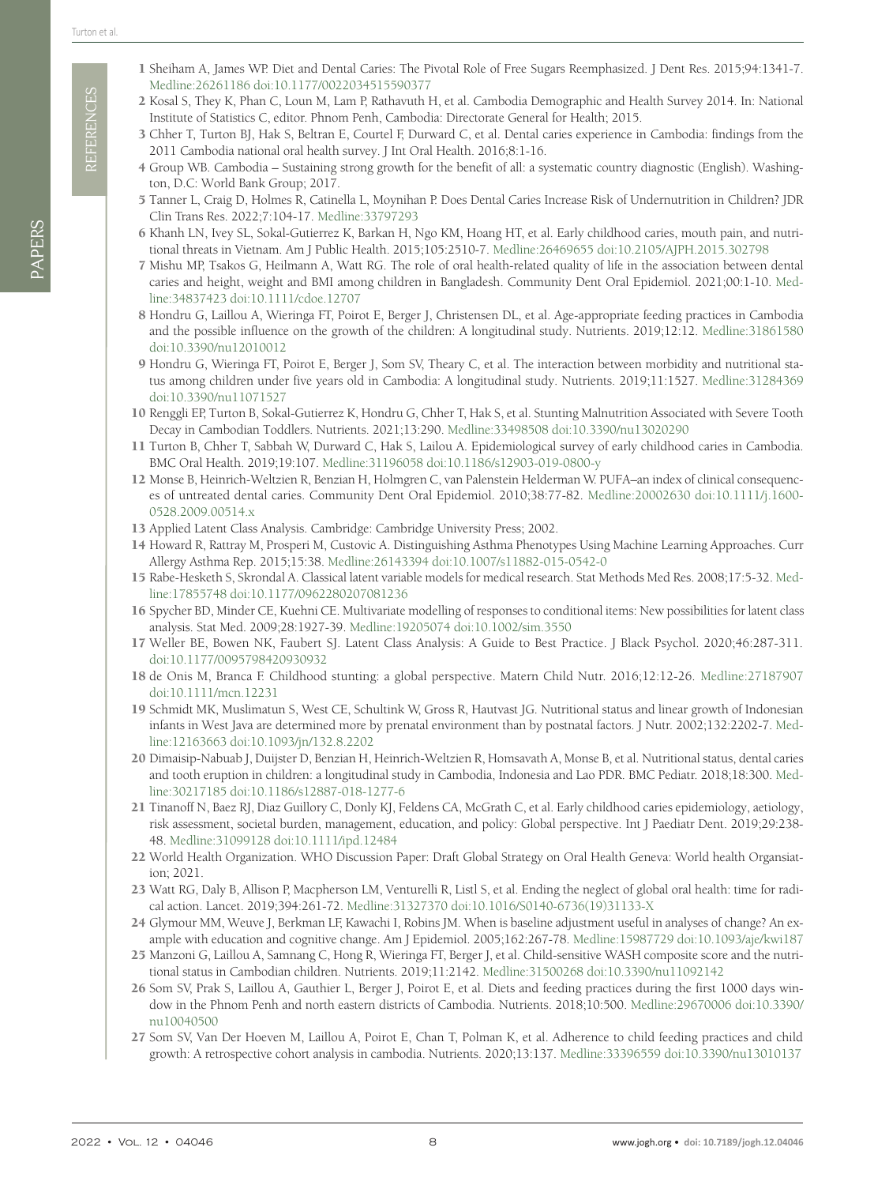1. Sheiham A, James WP. Diet and Dental Caries: The Pivotal Role of Free Sugars Reemphasized. J Dent Res. 2015;94:1341-7. Medline:26261186 doi:10.1177/0022034515590377
2. Kosal S, They K, Phan C, Loun M, Lam P, Rathavuth H, et al. Cambodia Demographic and Health Survey 2014. In: National Institute of Statistics C, editor. Phnom Penh, Cambodia: Directorate General for Health; 2015.
3. Chher T, Turton BJ, Hak S, Beltran E, Courtel F, Durward C, et al. Dental caries experience in Cambodia: findings from the 2011 Cambodia national oral health survey. J Int Oral Health. 2016;8:1-16.
4. Group WB. Cambodia – Sustaining strong growth for the benefit of all: a systematic country diagnostic (English). Washington, D.C: World Bank Group; 2017.
5. Tanner L, Craig D, Holmes R, Catinella L, Moynihan P. Does Dental Caries Increase Risk of Undernutrition in Children? JDR Clin Trans Res. 2022;7:104-17. Medline:33797293
6. Khanh LN, Ivey SL, Sokal-Gutierrez K, Barkan H, Ngo KM, Hoang HT, et al. Early childhood caries, mouth pain, and nutritional threats in Vietnam. Am J Public Health. 2015;105:2510-7. Medline:26469655 doi:10.2105/AJPH.2015.302798
7. Mishu MP, Tsakos G, Heilmann A, Watt RG. The role of oral health-related quality of life in the association between dental caries and height, weight and BMI among children in Bangladesh. Community Dent Oral Epidemiol. 2021;00:1-10. Medline:34837423 doi:10.1111/cdoe.12707
8. Hondru G, Laillou A, Wieringa FT, Poirot E, Berger J, Christensen DL, et al. Age-appropriate feeding practices in Cambodia and the possible influence on the growth of the children: A longitudinal study. Nutrients. 2019;12:12. Medline:31861580 doi:10.3390/nu12010012
9. Hondru G, Wieringa FT, Poirot E, Berger J, Som SV, Theary C, et al. The interaction between morbidity and nutritional status among children under five years old in Cambodia: A longitudinal study. Nutrients. 2019;11:1527. Medline:31284369 doi:10.3390/nu11071527
10. Renggli EP, Turton B, Sokal-Gutierrez K, Hondru G, Chher T, Hak S, et al. Stunting Malnutrition Associated with Severe Tooth Decay in Cambodian Toddlers. Nutrients. 2021;13:290. Medline:33498508 doi:10.3390/nu13020290
11. Turton B, Chher T, Sabbah W, Durward C, Hak S, Lailou A. Epidemiological survey of early childhood caries in Cambodia. BMC Oral Health. 2019;19:107. Medline:31196058 doi:10.1186/s12903-019-0800-y
12. Monse B, Heinrich-Weltzien R, Benzian H, Holmgren C, van Palenstein Helderman W. PUFA–an index of clinical consequences of untreated dental caries. Community Dent Oral Epidemiol. 2010;38:77-82. Medline:20002630 doi:10.1111/j.1600-0528.2009.00514.x
13. Applied Latent Class Analysis. Cambridge: Cambridge University Press; 2002.
14. Howard R, Rattray M, Prosperi M, Custovic A. Distinguishing Asthma Phenotypes Using Machine Learning Approaches. Curr Allergy Asthma Rep. 2015;15:38. Medline:26143394 doi:10.1007/s11882-015-0542-0
15. Rabe-Hesketh S, Skrondal A. Classical latent variable models for medical research. Stat Methods Med Res. 2008;17:5-32. Medline:17855748 doi:10.1177/0962280207081236
16. Spycher BD, Minder CE, Kuehni CE. Multivariate modelling of responses to conditional items: New possibilities for latent class analysis. Stat Med. 2009;28:1927-39. Medline:19205074 doi:10.1002/sim.3550
17. Weller BE, Bowen NK, Faubert SJ. Latent Class Analysis: A Guide to Best Practice. J Black Psychol. 2020;46:287-311. doi:10.1177/0095798420930932
18. de Onis M, Branca F. Childhood stunting: a global perspective. Matern Child Nutr. 2016;12:12-26. Medline:27187907 doi:10.1111/mcn.12231
19. Schmidt MK, Muslimatun S, West CE, Schultink W, Gross R, Hautvast JG. Nutritional status and linear growth of Indonesian infants in West Java are determined more by prenatal environment than by postnatal factors. J Nutr. 2002;132:2202-7. Medline:12163663 doi:10.1093/jn/132.8.2202
20. Dimaisip-Nabuab J, Duijster D, Benzian H, Heinrich-Weltzien R, Homsavath A, Monse B, et al. Nutritional status, dental caries and tooth eruption in children: a longitudinal study in Cambodia, Indonesia and Lao PDR. BMC Pediatr. 2018;18:300. Medline:30217185 doi:10.1186/s12887-018-1277-6
21. Tinanoff N, Baez RJ, Diaz Guillory C, Donly KJ, Feldens CA, McGrath C, et al. Early childhood caries epidemiology, aetiology, risk assessment, societal burden, management, education, and policy: Global perspective. Int J Paediatr Dent. 2019;29:238-48. Medline:31099128 doi:10.1111/ipd.12484
22. World Health Organization. WHO Discussion Paper: Draft Global Strategy on Oral Health Geneva: World health Organsiation; 2021.
23. Watt RG, Daly B, Allison P, Macpherson LM, Venturelli R, Listl S, et al. Ending the neglect of global oral health: time for radical action. Lancet. 2019;394:261-72. Medline:31327370 doi:10.1016/S0140-6736(19)31133-X
24. Glymour MM, Weuve J, Berkman LF, Kawachi I, Robins JM. When is baseline adjustment useful in analyses of change? An example with education and cognitive change. Am J Epidemiol. 2005;162:267-78. Medline:15987729 doi:10.1093/aje/kwi187
25. Manzoni G, Laillou A, Samnang C, Hong R, Wieringa FT, Berger J, et al. Child-sensitive WASH composite score and the nutritional status in Cambodian children. Nutrients. 2019;11:2142. Medline:31500268 doi:10.3390/nu11092142
26. Som SV, Prak S, Laillou A, Gauthier L, Berger J, Poirot E, et al. Diets and feeding practices during the first 1000 days window in the Phnom Penh and north eastern districts of Cambodia. Nutrients. 2018;10:500. Medline:29670006 doi:10.3390/nu10040500
27. Som SV, Van Der Hoeven M, Laillou A, Poirot E, Chan T, Polman K, et al. Adherence to child feeding practices and child growth: A retrospective cohort analysis in cambodia. Nutrients. 2020;13:137. Medline:33396559 doi:10.3390/nu13010137